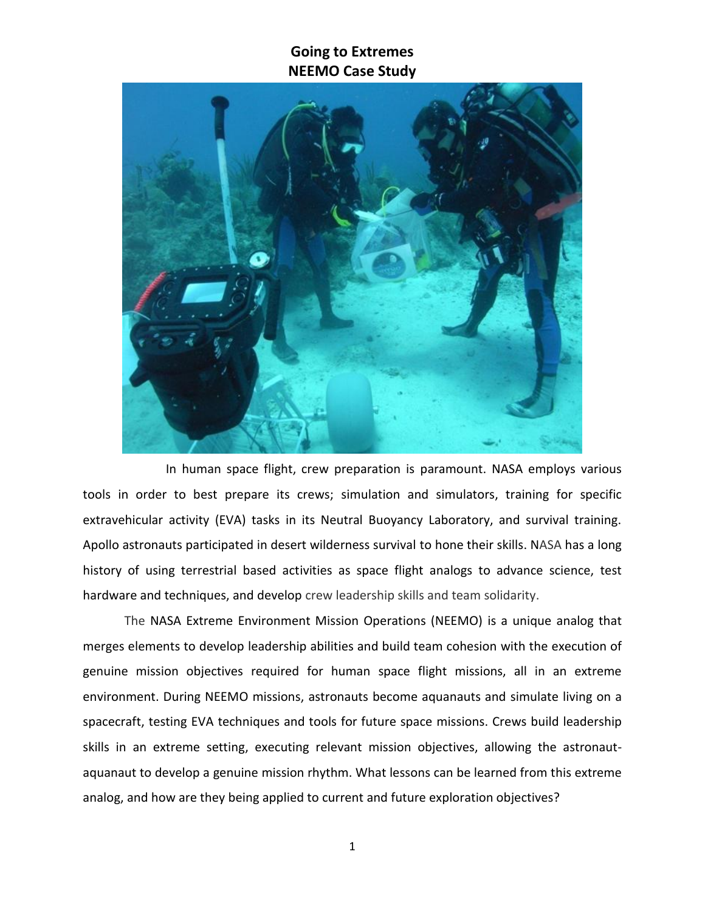# Going to Extremes
## NEEMO Case Study

In human space flight, crew preparation is paramount. NASA employs various tools in order to best prepare its crews; simulation and simulators, training for specific extravehicular activity (EVA) tasks in its Neutral Buoyancy Laboratory, and survival training. Apollo astronauts participated in desert wilderness survival to hone their skills. NASA has a long history of using terrestrial based activities as space flight analogs to advance science, test hardware and techniques, and develop crew leadership skills and team solidarity.

The NASA Extreme Environment Mission Operations (NEEMO) is a unique analog that merges elements to develop leadership abilities and build team cohesion with the execution of genuine mission objectives required for human space flight missions, all in an extreme environment. During NEEMO missions, astronauts become aquanauts and simulate living on a spacecraft, testing EVA techniques and tools for future space missions. Crews build leadership skills in an extreme setting, executing relevant mission objectives, allowing the astronaut-aquanaut to develop a genuine mission rhythm. What lessons can be learned from this extreme analog, and how are they being applied to current and future exploration objectives?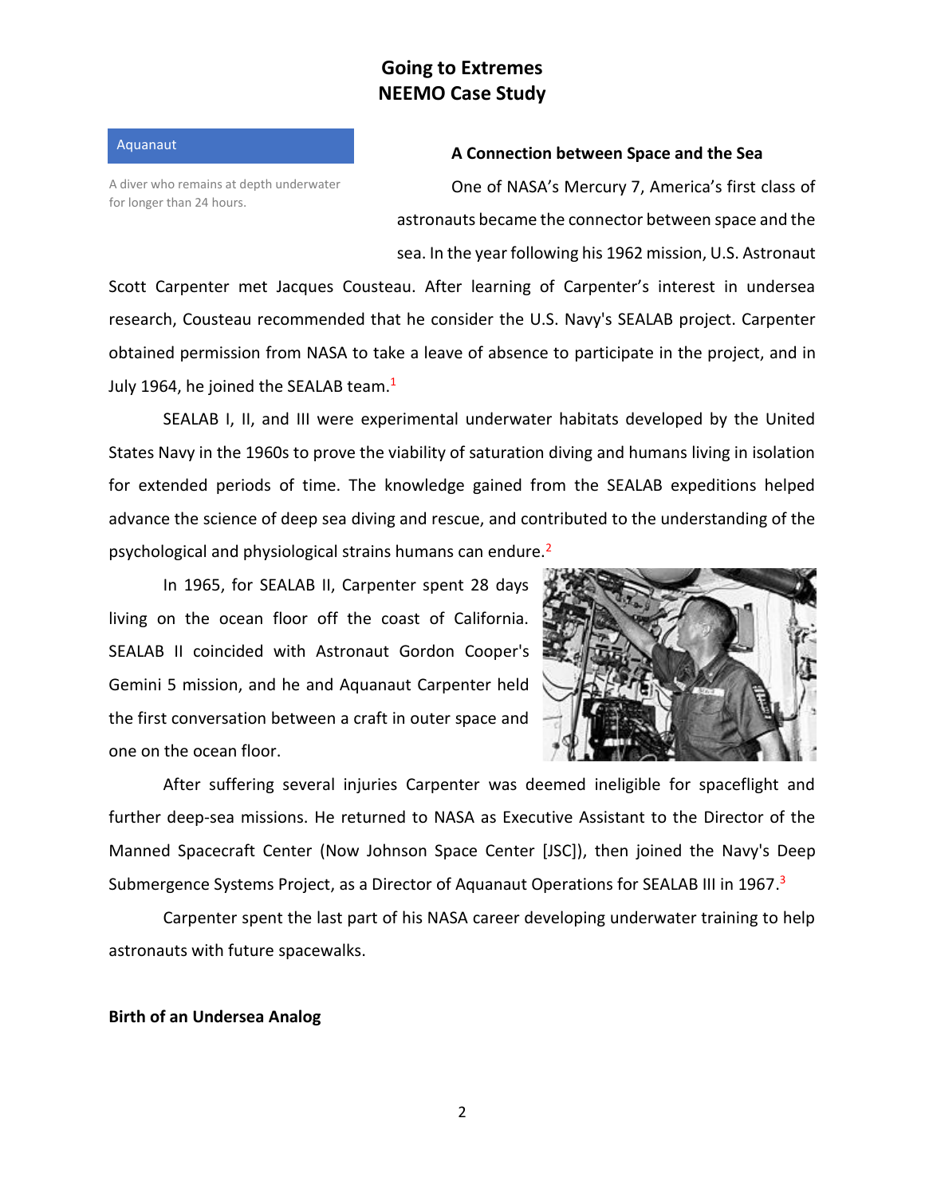**Aquanaut**

A diver who remains at depth underwater for longer than 24 hours.

### A Connection between Space and the Sea

One of NASA's Mercury 7, America's first class of astronauts became the connector between space and the sea. In the year following his 1962 mission, U.S. Astronaut Scott Carpenter met Jacques Cousteau. After learning of Carpenter's interest in undersea research, Cousteau recommended that he consider the U.S. Navy's SEALAB project. Carpenter obtained permission from NASA to take a leave of absence to participate in the project, and in July 1964, he joined the SEALAB team.[1]

SEALAB I, II, and III were experimental underwater habitats developed by the United States Navy in the 1960s to prove the viability of saturation diving and humans living in isolation for extended periods of time. The knowledge gained from the SEALAB expeditions helped advance the science of deep sea diving and rescue, and contributed to the understanding of the psychological and physiological strains humans can endure.[2]

In 1965, for SEALAB II, Carpenter spent 28 days living on the ocean floor off the coast of California. SEALAB II coincided with Astronaut Gordon Cooper's Gemini 5 mission, and he and Aquanaut Carpenter held the first conversation between a craft in outer space and one on the ocean floor.

After suffering several injuries Carpenter was deemed ineligible for spaceflight and further deep-sea missions. He returned to NASA as Executive Assistant to the Director of the Manned Spacecraft Center (Now Johnson Space Center [JSC]), then joined the Navy's Deep Submergence Systems Project, as a Director of Aquanaut Operations for SEALAB III in 1967.[3]

Carpenter spent the last part of his NASA career developing underwater training to help astronauts with future spacewalks.

### Birth of an Undersea Analog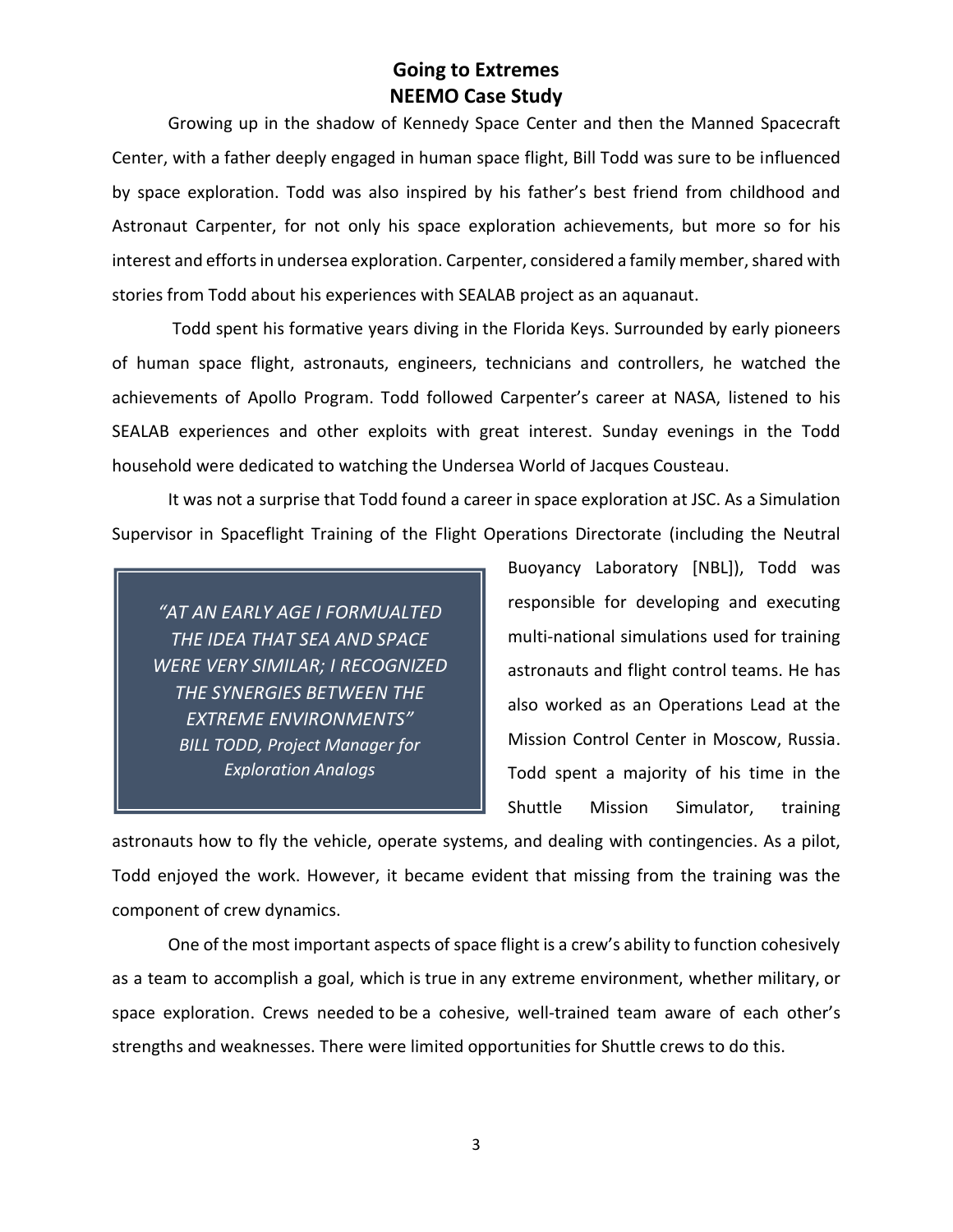# Going to Extremes
## NEEMO Case Study

Growing up in the shadow of Kennedy Space Center and then the Manned Spacecraft Center, with a father deeply engaged in human space flight, Bill Todd was sure to be influenced by space exploration. Todd was also inspired by his father's best friend from childhood and Astronaut Carpenter, for not only his space exploration achievements, but more so for his interest and efforts in undersea exploration. Carpenter, considered a family member, shared with stories from Todd about his experiences with SEALAB project as an aquanaut.

Todd spent his formative years diving in the Florida Keys. Surrounded by early pioneers of human space flight, astronauts, engineers, technicians and controllers, he watched the achievements of Apollo Program. Todd followed Carpenter's career at NASA, listened to his SEALAB experiences and other exploits with great interest. Sunday evenings in the Todd household were dedicated to watching the Undersea World of Jacques Cousteau.

It was not a surprise that Todd found a career in space exploration at JSC. As a Simulation Supervisor in Spaceflight Training of the Flight Operations Directorate (including the Neutral Buoyancy Laboratory [NBL]), Todd was responsible for developing and executing multi-national simulations used for training astronauts and flight control teams. He has also worked as an Operations Lead at the Mission Control Center in Moscow, Russia. Todd spent a majority of his time in the Shuttle Mission Simulator, training astronauts how to fly the vehicle, operate systems, and dealing with contingencies. As a pilot, Todd enjoyed the work. However, it became evident that missing from the training was the component of crew dynamics.

> *"AT AN EARLY AGE I FORMUALTED THE IDEA THAT SEA AND SPACE WERE VERY SIMILAR; I RECOGNIZED THE SYNERGIES BETWEEN THE EXTREME ENVIRONMENTS"*
> *BILL TODD, Project Manager for Exploration Analogs*

One of the most important aspects of space flight is a crew's ability to function cohesively as a team to accomplish a goal, which is true in any extreme environment, whether military, or space exploration. Crews needed to be a cohesive, well-trained team aware of each other's strengths and weaknesses. There were limited opportunities for Shuttle crews to do this.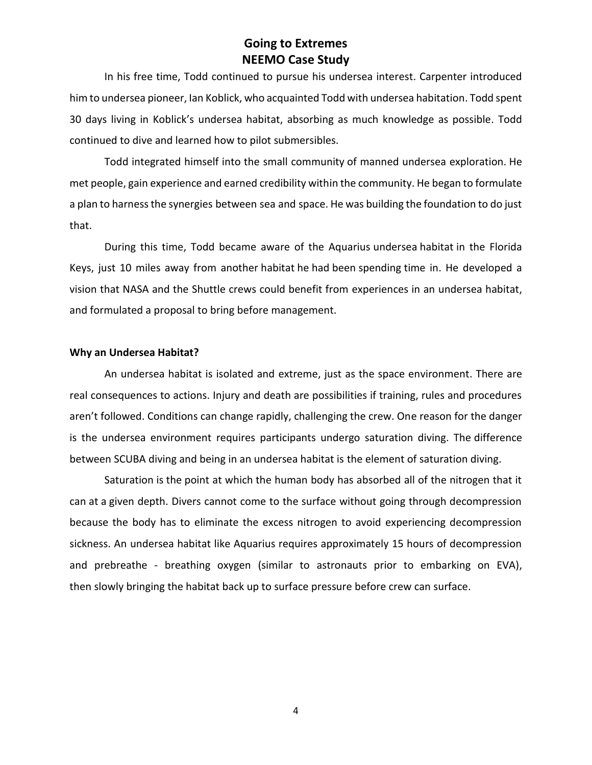In his free time, Todd continued to pursue his undersea interest. Carpenter introduced him to undersea pioneer, Ian Koblick, who acquainted Todd with undersea habitation. Todd spent 30 days living in Koblick's undersea habitat, absorbing as much knowledge as possible. Todd continued to dive and learned how to pilot submersibles.

Todd integrated himself into the small community of manned undersea exploration. He met people, gain experience and earned credibility within the community. He began to formulate a plan to harness the synergies between sea and space. He was building the foundation to do just that.

During this time, Todd became aware of the Aquarius undersea habitat in the Florida Keys, just 10 miles away from another habitat he had been spending time in. He developed a vision that NASA and the Shuttle crews could benefit from experiences in an undersea habitat, and formulated a proposal to bring before management.

**Why an Undersea Habitat?**

An undersea habitat is isolated and extreme, just as the space environment. There are real consequences to actions. Injury and death are possibilities if training, rules and procedures aren't followed. Conditions can change rapidly, challenging the crew. One reason for the danger is the undersea environment requires participants undergo saturation diving. The difference between SCUBA diving and being in an undersea habitat is the element of saturation diving.

Saturation is the point at which the human body has absorbed all of the nitrogen that it can at a given depth. Divers cannot come to the surface without going through decompression because the body has to eliminate the excess nitrogen to avoid experiencing decompression sickness. An undersea habitat like Aquarius requires approximately 15 hours of decompression and prebreathe - breathing oxygen (similar to astronauts prior to embarking on EVA), then slowly bringing the habitat back up to surface pressure before crew can surface.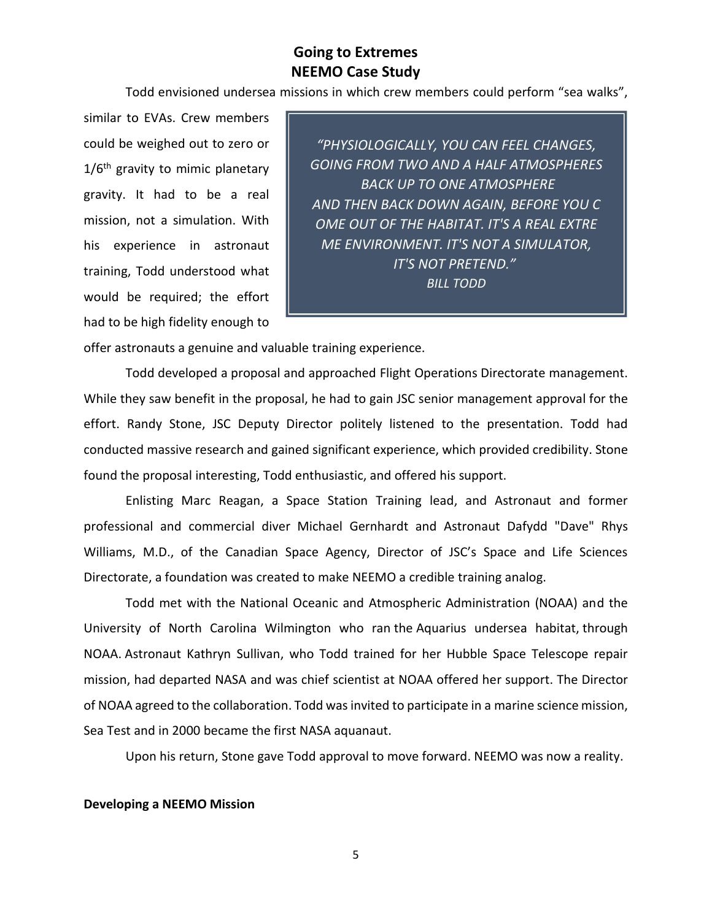## Going to Extremes
## NEEMO Case Study

Todd envisioned undersea missions in which crew members could perform "sea walks", similar to EVAs. Crew members could be weighed out to zero or 1/6th gravity to mimic planetary gravity. It had to be a real mission, not a simulation. With his experience in astronaut training, Todd understood what would be required; the effort had to be high fidelity enough to offer astronauts a genuine and valuable training experience.

> *"PHYSIOLOGICALLY, YOU CAN FEEL CHANGES, GOING FROM TWO AND A HALF ATMOSPHERES BACK UP TO ONE ATMOSPHERE AND THEN BACK DOWN AGAIN, BEFORE YOU C OME OUT OF THE HABITAT. IT'S A REAL EXTRE ME ENVIRONMENT. IT'S NOT A SIMULATOR, IT'S NOT PRETEND."*
> *BILL TODD*

Todd developed a proposal and approached Flight Operations Directorate management. While they saw benefit in the proposal, he had to gain JSC senior management approval for the effort. Randy Stone, JSC Deputy Director politely listened to the presentation. Todd had conducted massive research and gained significant experience, which provided credibility. Stone found the proposal interesting, Todd enthusiastic, and offered his support.

Enlisting Marc Reagan, a Space Station Training lead, and Astronaut and former professional and commercial diver Michael Gernhardt and Astronaut Dafydd "Dave" Rhys Williams, M.D., of the Canadian Space Agency, Director of JSC's Space and Life Sciences Directorate, a foundation was created to make NEEMO a credible training analog.

Todd met with the National Oceanic and Atmospheric Administration (NOAA) and the University of North Carolina Wilmington who ran the Aquarius undersea habitat, through NOAA. Astronaut Kathryn Sullivan, who Todd trained for her Hubble Space Telescope repair mission, had departed NASA and was chief scientist at NOAA offered her support. The Director of NOAA agreed to the collaboration. Todd was invited to participate in a marine science mission, Sea Test and in 2000 became the first NASA aquanaut.

Upon his return, Stone gave Todd approval to move forward. NEEMO was now a reality.

**Developing a NEEMO Mission**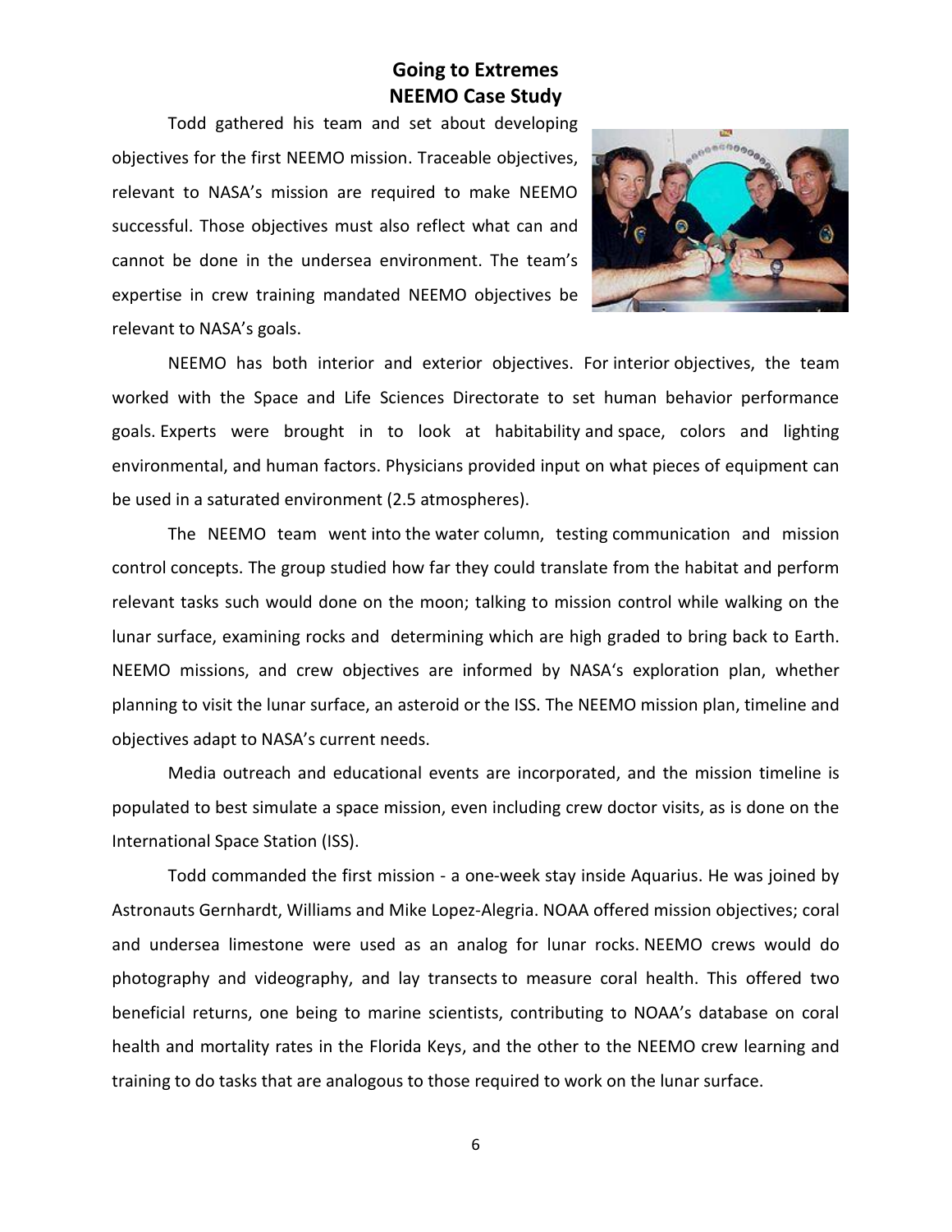## Going to Extremes
## NEEMO Case Study

Todd gathered his team and set about developing objectives for the first NEEMO mission. Traceable objectives, relevant to NASA's mission are required to make NEEMO successful. Those objectives must also reflect what can and cannot be done in the undersea environment. The team's expertise in crew training mandated NEEMO objectives be relevant to NASA's goals.

NEEMO has both interior and exterior objectives. For interior objectives, the team worked with the Space and Life Sciences Directorate to set human behavior performance goals. Experts were brought in to look at habitability and space, colors and lighting environmental, and human factors. Physicians provided input on what pieces of equipment can be used in a saturated environment (2.5 atmospheres).

The NEEMO team went into the water column, testing communication and mission control concepts. The group studied how far they could translate from the habitat and perform relevant tasks such would done on the moon; talking to mission control while walking on the lunar surface, examining rocks and determining which are high graded to bring back to Earth. NEEMO missions, and crew objectives are informed by NASA's exploration plan, whether planning to visit the lunar surface, an asteroid or the ISS. The NEEMO mission plan, timeline and objectives adapt to NASA's current needs.

Media outreach and educational events are incorporated, and the mission timeline is populated to best simulate a space mission, even including crew doctor visits, as is done on the International Space Station (ISS).

Todd commanded the first mission - a one-week stay inside Aquarius. He was joined by Astronauts Gernhardt, Williams and Mike Lopez-Alegria. NOAA offered mission objectives; coral and undersea limestone were used as an analog for lunar rocks. NEEMO crews would do photography and videography, and lay transects to measure coral health. This offered two beneficial returns, one being to marine scientists, contributing to NOAA's database on coral health and mortality rates in the Florida Keys, and the other to the NEEMO crew learning and training to do tasks that are analogous to those required to work on the lunar surface.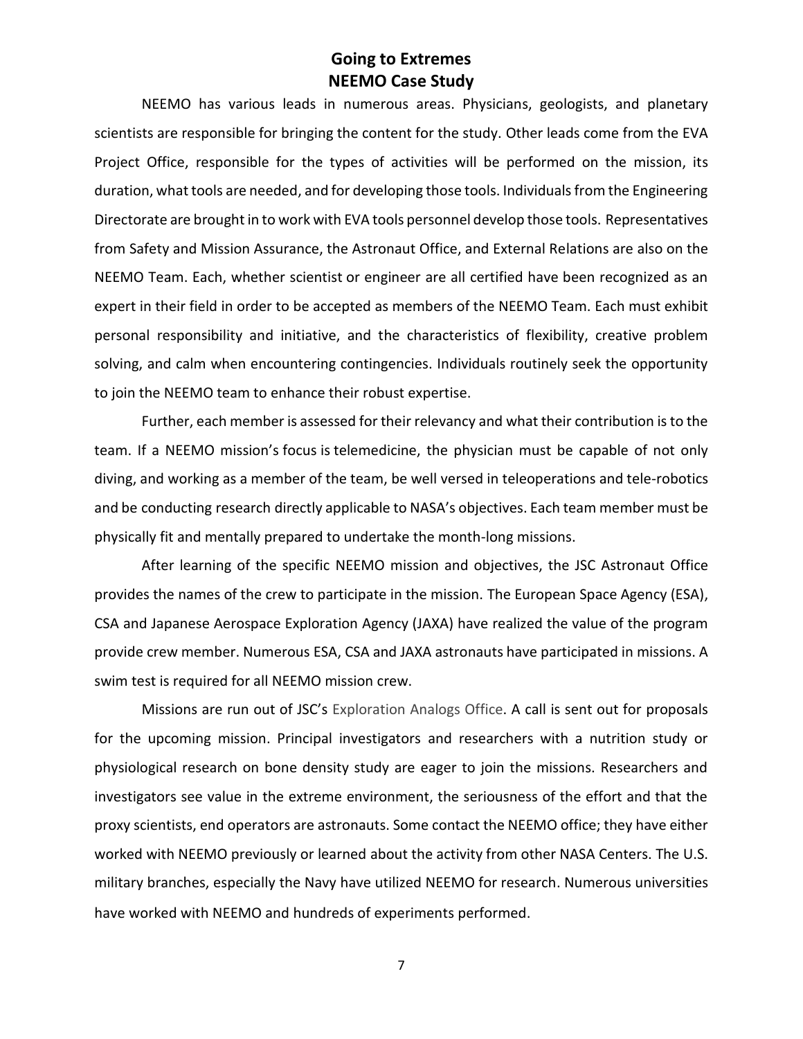# Going to Extremes
# NEEMO Case Study

NEEMO has various leads in numerous areas. Physicians, geologists, and planetary scientists are responsible for bringing the content for the study. Other leads come from the EVA Project Office, responsible for the types of activities will be performed on the mission, its duration, what tools are needed, and for developing those tools. Individuals from the Engineering Directorate are brought in to work with EVA tools personnel develop those tools. Representatives from Safety and Mission Assurance, the Astronaut Office, and External Relations are also on the NEEMO Team. Each, whether scientist or engineer are all certified have been recognized as an expert in their field in order to be accepted as members of the NEEMO Team. Each must exhibit personal responsibility and initiative, and the characteristics of flexibility, creative problem solving, and calm when encountering contingencies. Individuals routinely seek the opportunity to join the NEEMO team to enhance their robust expertise.

Further, each member is assessed for their relevancy and what their contribution is to the team. If a NEEMO mission's focus is telemedicine, the physician must be capable of not only diving, and working as a member of the team, be well versed in teleoperations and tele-robotics and be conducting research directly applicable to NASA's objectives. Each team member must be physically fit and mentally prepared to undertake the month-long missions.

After learning of the specific NEEMO mission and objectives, the JSC Astronaut Office provides the names of the crew to participate in the mission. The European Space Agency (ESA), CSA and Japanese Aerospace Exploration Agency (JAXA) have realized the value of the program provide crew member. Numerous ESA, CSA and JAXA astronauts have participated in missions. A swim test is required for all NEEMO mission crew.

Missions are run out of JSC's Exploration Analogs Office. A call is sent out for proposals for the upcoming mission. Principal investigators and researchers with a nutrition study or physiological research on bone density study are eager to join the missions. Researchers and investigators see value in the extreme environment, the seriousness of the effort and that the proxy scientists, end operators are astronauts. Some contact the NEEMO office; they have either worked with NEEMO previously or learned about the activity from other NASA Centers. The U.S. military branches, especially the Navy have utilized NEEMO for research. Numerous universities have worked with NEEMO and hundreds of experiments performed.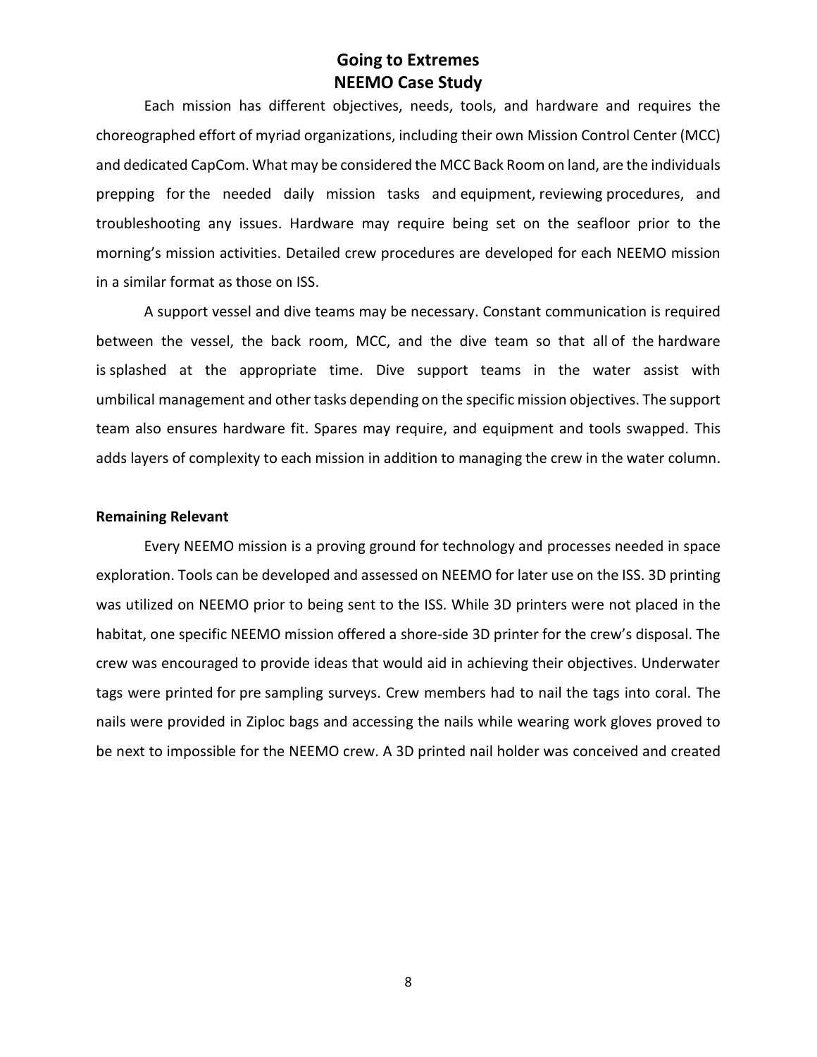Each mission has different objectives, needs, tools, and hardware and requires the choreographed effort of myriad organizations, including their own Mission Control Center (MCC) and dedicated CapCom. What may be considered the MCC Back Room on land, are the individuals prepping for the needed daily mission tasks and equipment, reviewing procedures, and troubleshooting any issues. Hardware may require being set on the seafloor prior to the morning's mission activities. Detailed crew procedures are developed for each NEEMO mission in a similar format as those on ISS.

A support vessel and dive teams may be necessary. Constant communication is required between the vessel, the back room, MCC, and the dive team so that all of the hardware is splashed at the appropriate time. Dive support teams in the water assist with umbilical management and other tasks depending on the specific mission objectives. The support team also ensures hardware fit. Spares may require, and equipment and tools swapped. This adds layers of complexity to each mission in addition to managing the crew in the water column.

**Remaining Relevant**

Every NEEMO mission is a proving ground for technology and processes needed in space exploration. Tools can be developed and assessed on NEEMO for later use on the ISS. 3D printing was utilized on NEEMO prior to being sent to the ISS. While 3D printers were not placed in the habitat, one specific NEEMO mission offered a shore-side 3D printer for the crew's disposal. The crew was encouraged to provide ideas that would aid in achieving their objectives. Underwater tags were printed for pre sampling surveys. Crew members had to nail the tags into coral. The nails were provided in Ziploc bags and accessing the nails while wearing work gloves proved to be next to impossible for the NEEMO crew. A 3D printed nail holder was conceived and created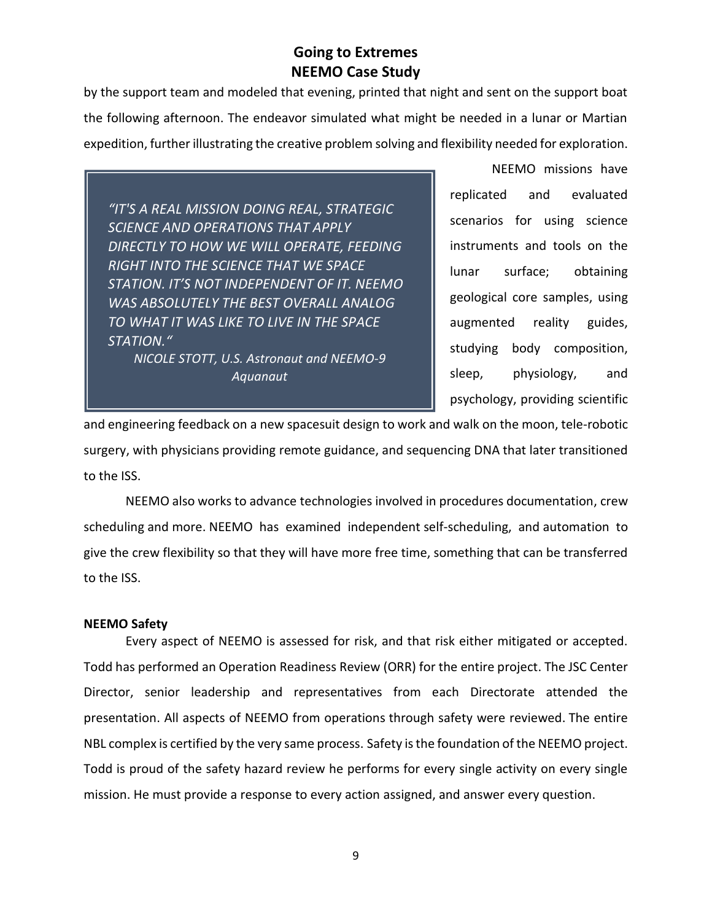by the support team and modeled that evening, printed that night and sent on the support boat the following afternoon. The endeavor simulated what might be needed in a lunar or Martian expedition, further illustrating the creative problem solving and flexibility needed for exploration.

> *"IT'S A REAL MISSION DOING REAL, STRATEGIC SCIENCE AND OPERATIONS THAT APPLY DIRECTLY TO HOW WE WILL OPERATE, FEEDING RIGHT INTO THE SCIENCE THAT WE SPACE STATION. IT'S NOT INDEPENDENT OF IT. NEEMO WAS ABSOLUTELY THE BEST OVERALL ANALOG TO WHAT IT WAS LIKE TO LIVE IN THE SPACE STATION."*
>
> *NICOLE STOTT, U.S. Astronaut and NEEMO-9 Aquanaut*

NEEMO missions have replicated and evaluated scenarios for using science instruments and tools on the lunar surface; obtaining geological core samples, using augmented reality guides, studying body composition, sleep, physiology, and psychology, providing scientific and engineering feedback on a new spacesuit design to work and walk on the moon, tele-robotic surgery, with physicians providing remote guidance, and sequencing DNA that later transitioned to the ISS.

NEEMO also works to advance technologies involved in procedures documentation, crew scheduling and more. NEEMO has examined independent self-scheduling, and automation to give the crew flexibility so that they will have more free time, something that can be transferred to the ISS.

**NEEMO Safety**

Every aspect of NEEMO is assessed for risk, and that risk either mitigated or accepted. Todd has performed an Operation Readiness Review (ORR) for the entire project. The JSC Center Director, senior leadership and representatives from each Directorate attended the presentation. All aspects of NEEMO from operations through safety were reviewed. The entire NBL complex is certified by the very same process. Safety is the foundation of the NEEMO project. Todd is proud of the safety hazard review he performs for every single activity on every single mission. He must provide a response to every action assigned, and answer every question.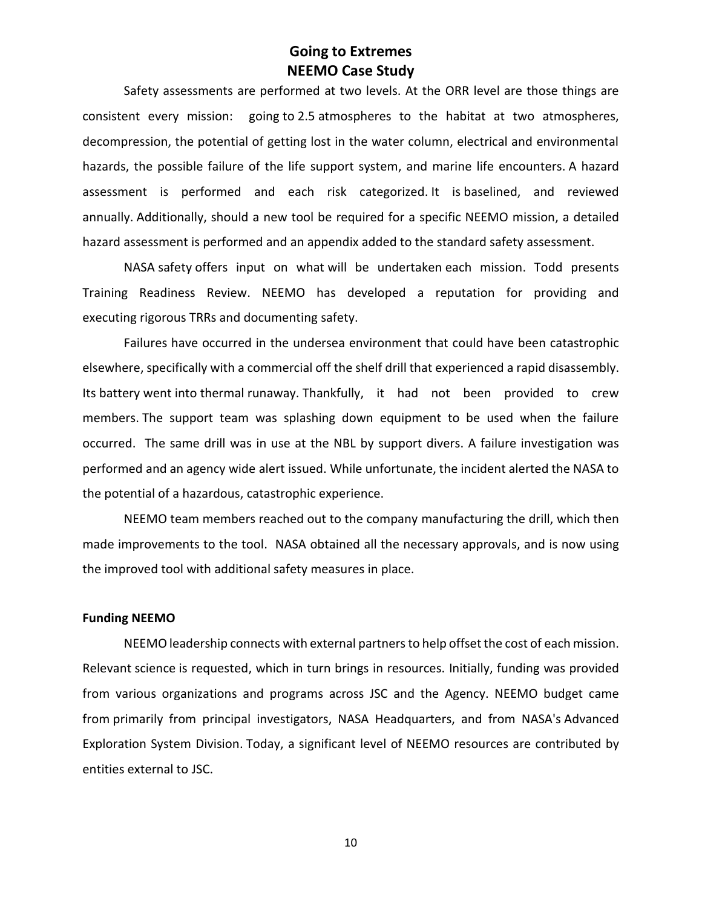Safety assessments are performed at two levels. At the ORR level are those things are consistent every mission: going to 2.5 atmospheres to the habitat at two atmospheres, decompression, the potential of getting lost in the water column, electrical and environmental hazards, the possible failure of the life support system, and marine life encounters. A hazard assessment is performed and each risk categorized. It is baselined, and reviewed annually. Additionally, should a new tool be required for a specific NEEMO mission, a detailed hazard assessment is performed and an appendix added to the standard safety assessment.

NASA safety offers input on what will be undertaken each mission. Todd presents Training Readiness Review. NEEMO has developed a reputation for providing and executing rigorous TRRs and documenting safety.

Failures have occurred in the undersea environment that could have been catastrophic elsewhere, specifically with a commercial off the shelf drill that experienced a rapid disassembly. Its battery went into thermal runaway. Thankfully, it had not been provided to crew members. The support team was splashing down equipment to be used when the failure occurred. The same drill was in use at the NBL by support divers. A failure investigation was performed and an agency wide alert issued. While unfortunate, the incident alerted the NASA to the potential of a hazardous, catastrophic experience.

NEEMO team members reached out to the company manufacturing the drill, which then made improvements to the tool. NASA obtained all the necessary approvals, and is now using the improved tool with additional safety measures in place.

**Funding NEEMO**

NEEMO leadership connects with external partners to help offset the cost of each mission. Relevant science is requested, which in turn brings in resources. Initially, funding was provided from various organizations and programs across JSC and the Agency. NEEMO budget came from primarily from principal investigators, NASA Headquarters, and from NASA's Advanced Exploration System Division. Today, a significant level of NEEMO resources are contributed by entities external to JSC.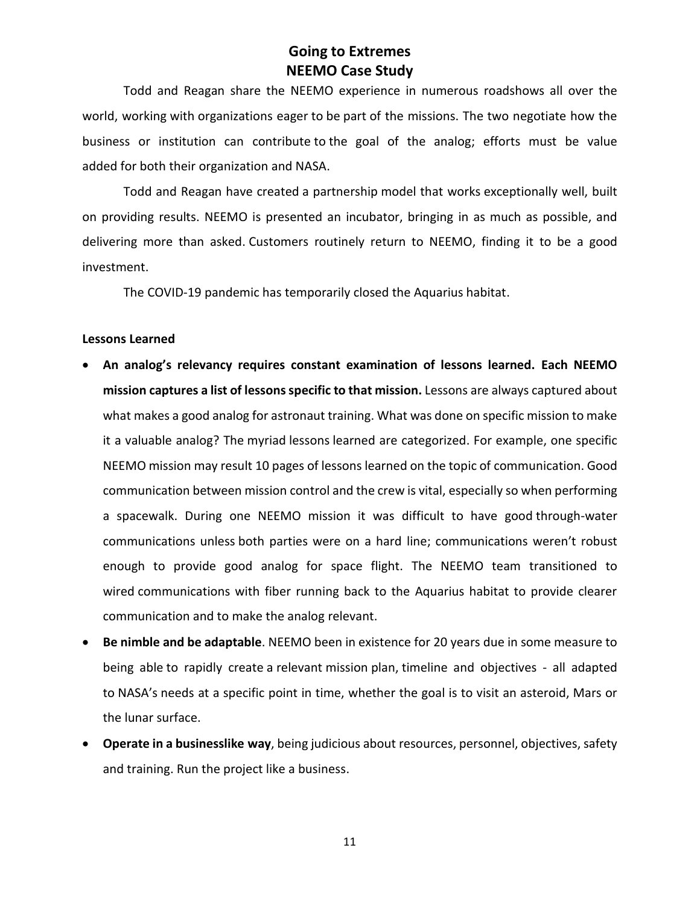# Going to Extremes
## NEEMO Case Study

Todd and Reagan share the NEEMO experience in numerous roadshows all over the world, working with organizations eager to be part of the missions. The two negotiate how the business or institution can contribute to the goal of the analog; efforts must be value added for both their organization and NASA.

Todd and Reagan have created a partnership model that works exceptionally well, built on providing results. NEEMO is presented an incubator, bringing in as much as possible, and delivering more than asked. Customers routinely return to NEEMO, finding it to be a good investment.

The COVID-19 pandemic has temporarily closed the Aquarius habitat.

**Lessons Learned**

- **An analog's relevancy requires constant examination of lessons learned. Each NEEMO mission captures a list of lessons specific to that mission.** Lessons are always captured about what makes a good analog for astronaut training. What was done on specific mission to make it a valuable analog? The myriad lessons learned are categorized. For example, one specific NEEMO mission may result 10 pages of lessons learned on the topic of communication. Good communication between mission control and the crew is vital, especially so when performing a spacewalk. During one NEEMO mission it was difficult to have good through-water communications unless both parties were on a hard line; communications weren't robust enough to provide good analog for space flight. The NEEMO team transitioned to wired communications with fiber running back to the Aquarius habitat to provide clearer communication and to make the analog relevant.
- **Be nimble and be adaptable**. NEEMO been in existence for 20 years due in some measure to being able to rapidly create a relevant mission plan, timeline and objectives - all adapted to NASA's needs at a specific point in time, whether the goal is to visit an asteroid, Mars or the lunar surface.
- **Operate in a businesslike way**, being judicious about resources, personnel, objectives, safety and training. Run the project like a business.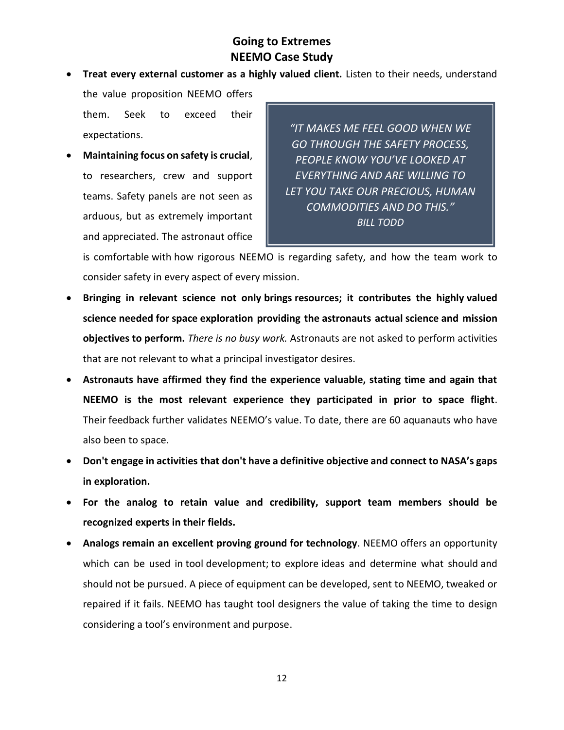## Going to Extremes
## NEEMO Case Study

- **Treat every external customer as a highly valued client.** Listen to their needs, understand the value proposition NEEMO offers them. Seek to exceed their expectations.

> *"IT MAKES ME FEEL GOOD WHEN WE GO THROUGH THE SAFETY PROCESS, PEOPLE KNOW YOU'VE LOOKED AT EVERYTHING AND ARE WILLING TO LET YOU TAKE OUR PRECIOUS, HUMAN COMMODITIES AND DO THIS."*
> *BILL TODD*

- **Maintaining focus on safety is crucial**, to researchers, crew and support teams. Safety panels are not seen as arduous, but as extremely important and appreciated. The astronaut office is comfortable with how rigorous NEEMO is regarding safety, and how the team work to consider safety in every aspect of every mission.
- **Bringing in relevant science not only brings resources; it contributes the highly valued science needed for space exploration providing the astronauts actual science and mission objectives to perform.** *There is no busy work.* Astronauts are not asked to perform activities that are not relevant to what a principal investigator desires.
- **Astronauts have affirmed they find the experience valuable, stating time and again that NEEMO is the most relevant experience they participated in prior to space flight**. Their feedback further validates NEEMO's value. To date, there are 60 aquanauts who have also been to space.
- **Don't engage in activities that don't have a definitive objective and connect to NASA's gaps in exploration.**
- **For the analog to retain value and credibility, support team members should be recognized experts in their fields.**
- **Analogs remain an excellent proving ground for technology**. NEEMO offers an opportunity which can be used in tool development; to explore ideas and determine what should and should not be pursued. A piece of equipment can be developed, sent to NEEMO, tweaked or repaired if it fails. NEEMO has taught tool designers the value of taking the time to design considering a tool's environment and purpose.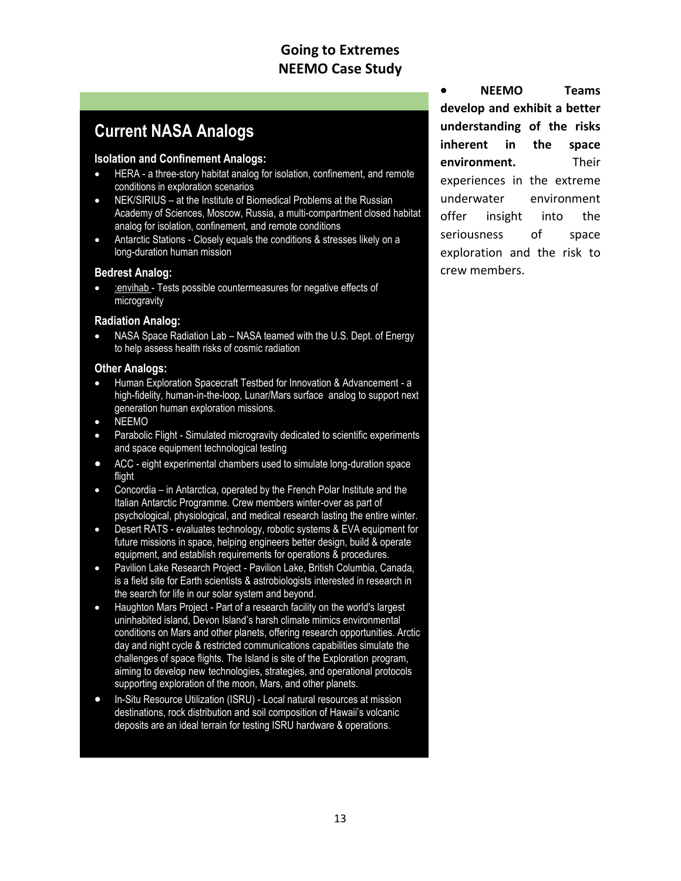# Going to Extremes
# NEEMO Case Study

## Current NASA Analogs

### Isolation and Confinement Analogs:

- HERA - a three-story habitat analog for isolation, confinement, and remote conditions in exploration scenarios
- NEK/SIRIUS – at the Institute of Biomedical Problems at the Russian Academy of Sciences, Moscow, Russia, a multi-compartment closed habitat analog for isolation, confinement, and remote conditions
- Antarctic Stations - Closely equals the conditions & stresses likely on a long-duration human mission

### Bedrest Analog:

- :envihab - Tests possible countermeasures for negative effects of microgravity

### Radiation Analog:

- NASA Space Radiation Lab – NASA teamed with the U.S. Dept. of Energy to help assess health risks of cosmic radiation

### Other Analogs:

- Human Exploration Spacecraft Testbed for Innovation & Advancement - a high-fidelity, human-in-the-loop, Lunar/Mars surface analog to support next generation human exploration missions.
- NEEMO
- Parabolic Flight - Simulated microgravity dedicated to scientific experiments and space equipment technological testing
- ACC - eight experimental chambers used to simulate long-duration space flight
- Concordia – in Antarctica, operated by the French Polar Institute and the Italian Antarctic Programme. Crew members winter-over as part of psychological, physiological, and medical research lasting the entire winter.
- Desert RATS - evaluates technology, robotic systems & EVA equipment for future missions in space, helping engineers better design, build & operate equipment, and establish requirements for operations & procedures.
- Pavilion Lake Research Project - Pavilion Lake, British Columbia, Canada, is a field site for Earth scientists & astrobiologists interested in research in the search for life in our solar system and beyond.
- Haughton Mars Project - Part of a research facility on the world's largest uninhabited island, Devon Island's harsh climate mimics environmental conditions on Mars and other planets, offering research opportunities. Arctic day and night cycle & restricted communications capabilities simulate the challenges of space flights. The Island is site of the Exploration program, aiming to develop new technologies, strategies, and operational protocols supporting exploration of the moon, Mars, and other planets.
- In-Situ Resource Utilization (ISRU) - Local natural resources at mission destinations, rock distribution and soil composition of Hawaii's volcanic deposits are an ideal terrain for testing ISRU hardware & operations.

- **NEEMO Teams develop and exhibit a better understanding of the risks inherent in the space environment.** Their experiences in the extreme underwater environment offer insight into the seriousness of space exploration and the risk to crew members.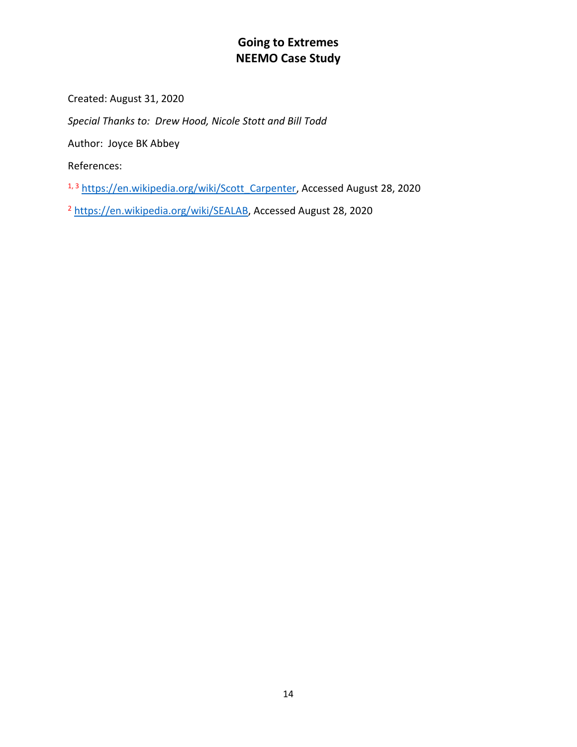# Going to Extremes
# NEEMO Case Study

Created: August 31, 2020

*Special Thanks to: Drew Hood, Nicole Stott and Bill Todd*

Author: Joyce BK Abbey

References:

[1, 3] https://en.wikipedia.org/wiki/Scott_Carpenter, Accessed August 28, 2020

[2] https://en.wikipedia.org/wiki/SEALAB, Accessed August 28, 2020